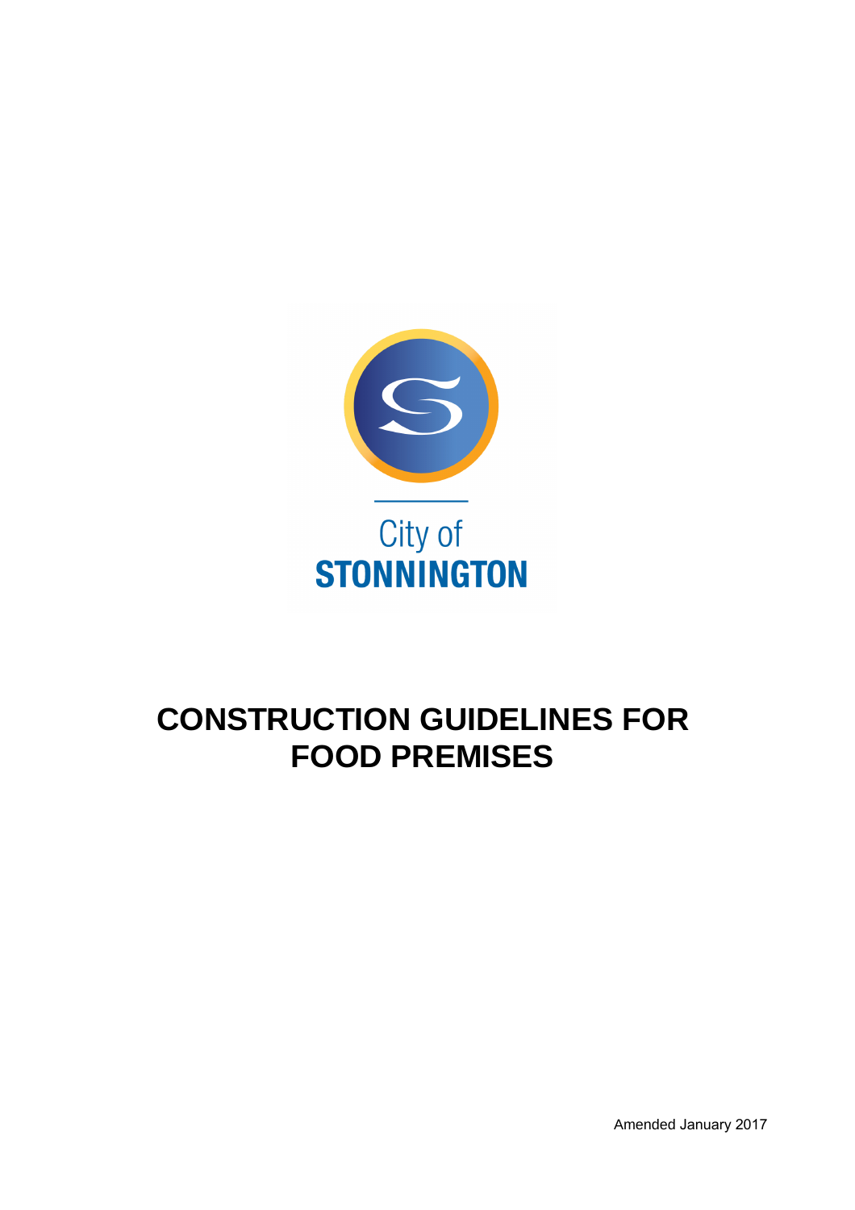City of
STONNINGTON

# CONSTRUCTION GUIDELINES FOR FOOD PREMISES

Amended January 2017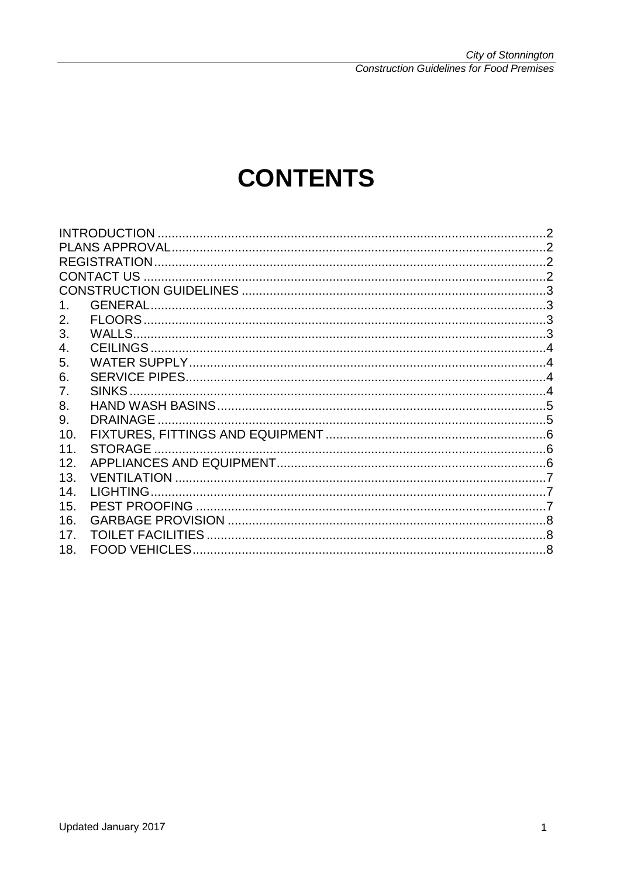# CONTENTS

| | | |
|---|---|---|
| INTRODUCTION | | 2 |
| PLANS APPROVAL | | 2 |
| REGISTRATION | | 2 |
| CONTACT US | | 2 |
| CONSTRUCTION GUIDELINES | | 3 |
| 1. | GENERAL | 3 |
| 2. | FLOORS | 3 |
| 3. | WALLS | 3 |
| 4. | CEILINGS | 4 |
| 5. | WATER SUPPLY | 4 |
| 6. | SERVICE PIPES | 4 |
| 7. | SINKS | 4 |
| 8. | HAND WASH BASINS | 5 |
| 9. | DRAINAGE | 5 |
| 10. | FIXTURES, FITTINGS AND EQUIPMENT | 6 |
| 11. | STORAGE | 6 |
| 12. | APPLIANCES AND EQUIPMENT | 6 |
| 13. | VENTILATION | 7 |
| 14. | LIGHTING | 7 |
| 15. | PEST PROOFING | 7 |
| 16. | GARBAGE PROVISION | 8 |
| 17. | TOILET FACILITIES | 8 |
| 18. | FOOD VEHICLES | 8 |

Updated January 2017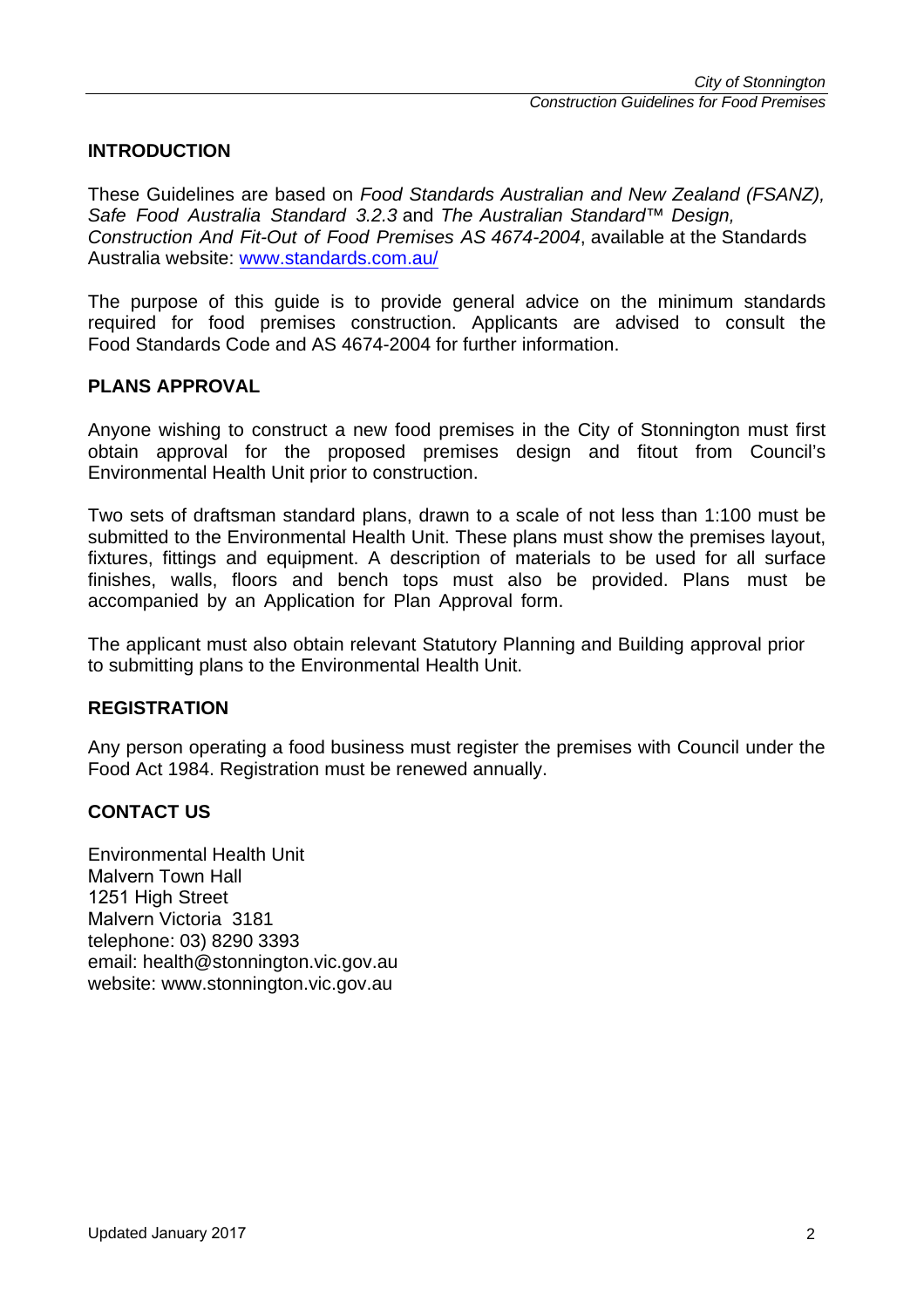## INTRODUCTION

These Guidelines are based on *Food Standards Australian and New Zealand (FSANZ), Safe Food Australia Standard 3.2.3* and *The Australian Standard™ Design, Construction And Fit-Out of Food Premises AS 4674-2004*, available at the Standards Australia website: [www.standards.com.au/](http://www.standards.com.au/)

The purpose of this guide is to provide general advice on the minimum standards required for food premises construction. Applicants are advised to consult the Food Standards Code and AS 4674-2004 for further information.

## PLANS APPROVAL

Anyone wishing to construct a new food premises in the City of Stonnington must first obtain approval for the proposed premises design and fitout from Council's Environmental Health Unit prior to construction.

Two sets of draftsman standard plans, drawn to a scale of not less than 1:100 must be submitted to the Environmental Health Unit. These plans must show the premises layout, fixtures, fittings and equipment. A description of materials to be used for all surface finishes, walls, floors and bench tops must also be provided. Plans must be accompanied by an Application for Plan Approval form.

The applicant must also obtain relevant Statutory Planning and Building approval prior to submitting plans to the Environmental Health Unit.

## REGISTRATION

Any person operating a food business must register the premises with Council under the Food Act 1984. Registration must be renewed annually.

## CONTACT US

Environmental Health Unit
Malvern Town Hall
1251 High Street
Malvern Victoria 3181
telephone: 03) 8290 3393
email: health@stonnington.vic.gov.au
website: www.stonnington.vic.gov.au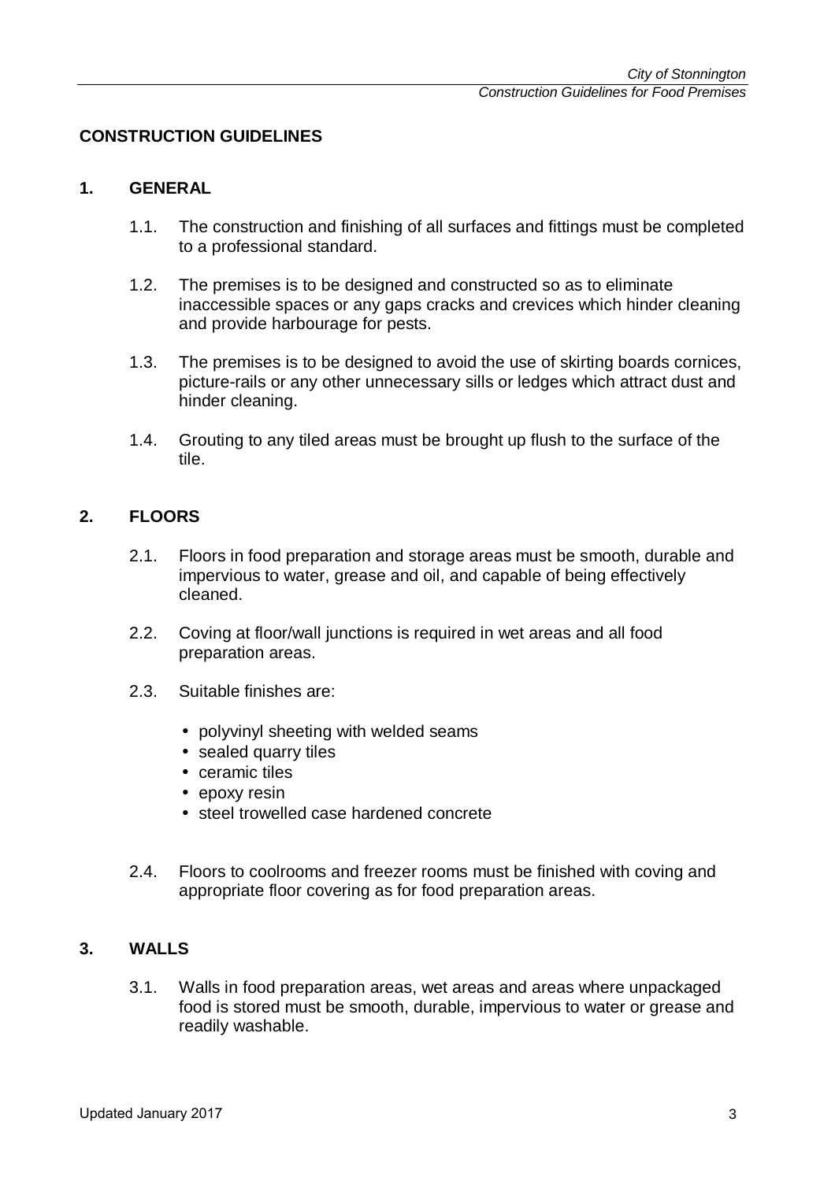## CONSTRUCTION GUIDELINES

### 1. GENERAL

1.1. The construction and finishing of all surfaces and fittings must be completed to a professional standard.

1.2. The premises is to be designed and constructed so as to eliminate inaccessible spaces or any gaps cracks and crevices which hinder cleaning and provide harbourage for pests.

1.3. The premises is to be designed to avoid the use of skirting boards cornices, picture-rails or any other unnecessary sills or ledges which attract dust and hinder cleaning.

1.4. Grouting to any tiled areas must be brought up flush to the surface of the tile.

### 2. FLOORS

2.1. Floors in food preparation and storage areas must be smooth, durable and impervious to water, grease and oil, and capable of being effectively cleaned.

2.2. Coving at floor/wall junctions is required in wet areas and all food preparation areas.

2.3. Suitable finishes are:

- polyvinyl sheeting with welded seams
- sealed quarry tiles
- ceramic tiles
- epoxy resin
- steel trowelled case hardened concrete

2.4. Floors to coolrooms and freezer rooms must be finished with coving and appropriate floor covering as for food preparation areas.

### 3. WALLS

3.1. Walls in food preparation areas, wet areas and areas where unpackaged food is stored must be smooth, durable, impervious to water or grease and readily washable.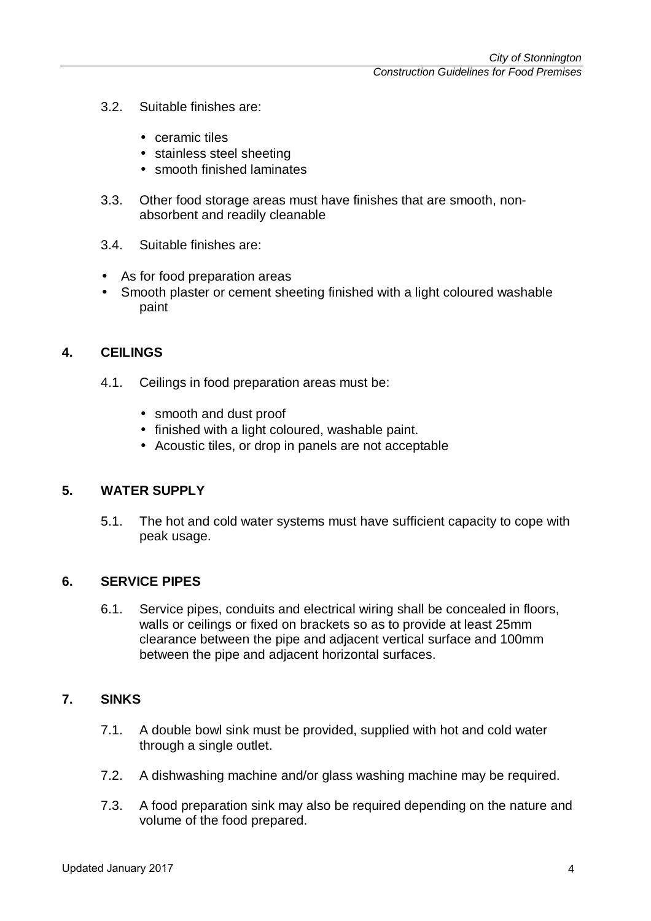3.2. Suitable finishes are:

- ceramic tiles
- stainless steel sheeting
- smooth finished laminates

3.3. Other food storage areas must have finishes that are smooth, non-absorbent and readily cleanable

3.4. Suitable finishes are:

- As for food preparation areas
- Smooth plaster or cement sheeting finished with a light coloured washable paint

## 4. CEILINGS

4.1. Ceilings in food preparation areas must be:

- smooth and dust proof
- finished with a light coloured, washable paint.
- Acoustic tiles, or drop in panels are not acceptable

## 5. WATER SUPPLY

5.1. The hot and cold water systems must have sufficient capacity to cope with peak usage.

## 6. SERVICE PIPES

6.1. Service pipes, conduits and electrical wiring shall be concealed in floors, walls or ceilings or fixed on brackets so as to provide at least 25mm clearance between the pipe and adjacent vertical surface and 100mm between the pipe and adjacent horizontal surfaces.

## 7. SINKS

7.1. A double bowl sink must be provided, supplied with hot and cold water through a single outlet.

7.2. A dishwashing machine and/or glass washing machine may be required.

7.3. A food preparation sink may also be required depending on the nature and volume of the food prepared.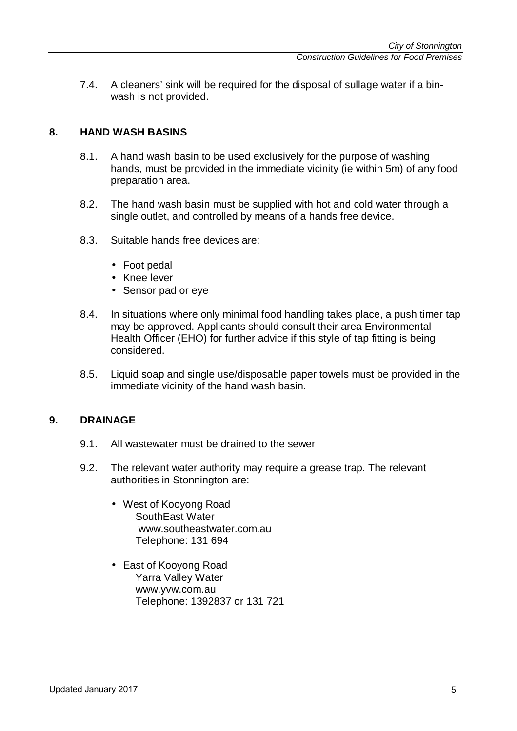7.4. A cleaners' sink will be required for the disposal of sullage water if a bin-wash is not provided.

## 8. HAND WASH BASINS

8.1. A hand wash basin to be used exclusively for the purpose of washing hands, must be provided in the immediate vicinity (ie within 5m) of any food preparation area.

8.2. The hand wash basin must be supplied with hot and cold water through a single outlet, and controlled by means of a hands free device.

8.3. Suitable hands free devices are:

- Foot pedal
- Knee lever
- Sensor pad or eye

8.4. In situations where only minimal food handling takes place, a push timer tap may be approved. Applicants should consult their area Environmental Health Officer (EHO) for further advice if this style of tap fitting is being considered.

8.5. Liquid soap and single use/disposable paper towels must be provided in the immediate vicinity of the hand wash basin.

## 9. DRAINAGE

9.1. All wastewater must be drained to the sewer

9.2. The relevant water authority may require a grease trap. The relevant authorities in Stonnington are:

- West of Kooyong Road
  SouthEast Water
  www.southeastwater.com.au
  Telephone: 131 694

- East of Kooyong Road
  Yarra Valley Water
  www.yvw.com.au
  Telephone: 1392837 or 131 721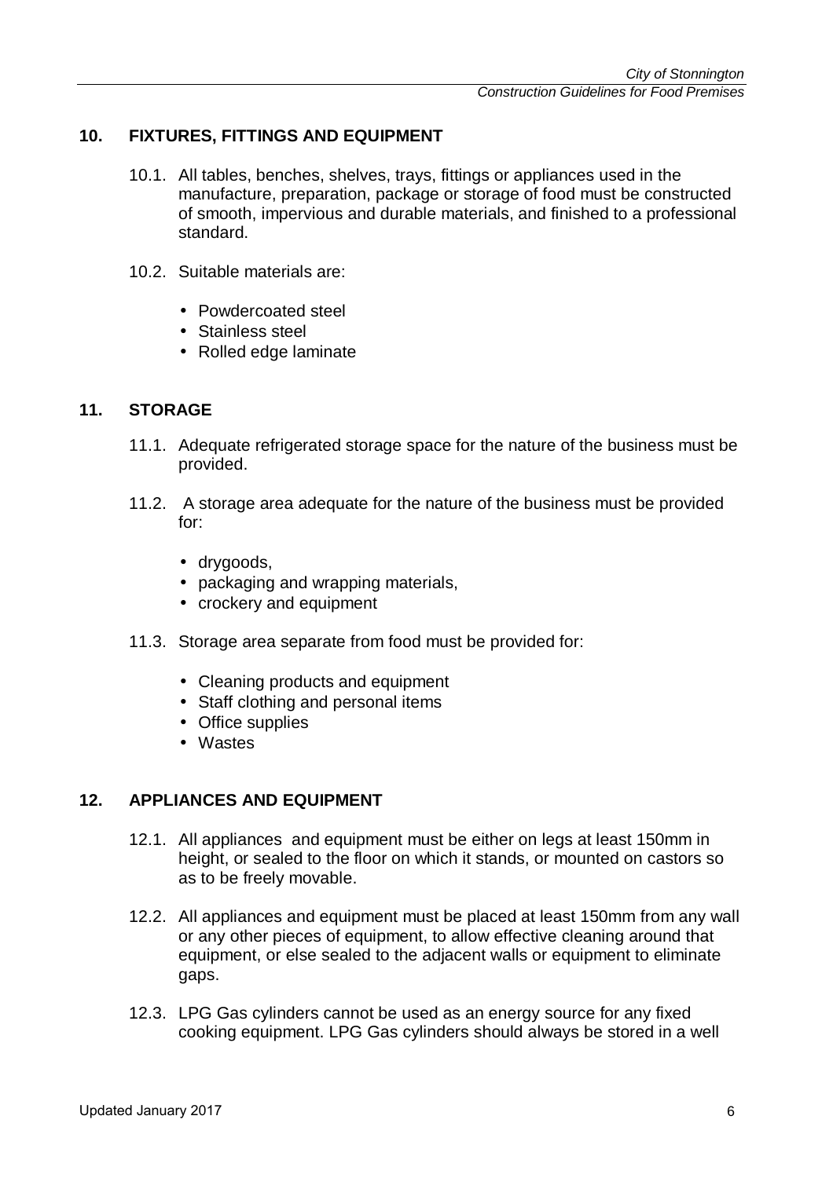## 10. FIXTURES, FITTINGS AND EQUIPMENT

10.1. All tables, benches, shelves, trays, fittings or appliances used in the manufacture, preparation, package or storage of food must be constructed of smooth, impervious and durable materials, and finished to a professional standard.

10.2. Suitable materials are:

- Powdercoated steel
- Stainless steel
- Rolled edge laminate

## 11. STORAGE

11.1. Adequate refrigerated storage space for the nature of the business must be provided.

11.2. A storage area adequate for the nature of the business must be provided for:

- drygoods,
- packaging and wrapping materials,
- crockery and equipment

11.3. Storage area separate from food must be provided for:

- Cleaning products and equipment
- Staff clothing and personal items
- Office supplies
- Wastes

## 12. APPLIANCES AND EQUIPMENT

12.1. All appliances and equipment must be either on legs at least 150mm in height, or sealed to the floor on which it stands, or mounted on castors so as to be freely movable.

12.2. All appliances and equipment must be placed at least 150mm from any wall or any other pieces of equipment, to allow effective cleaning around that equipment, or else sealed to the adjacent walls or equipment to eliminate gaps.

12.3. LPG Gas cylinders cannot be used as an energy source for any fixed cooking equipment. LPG Gas cylinders should always be stored in a well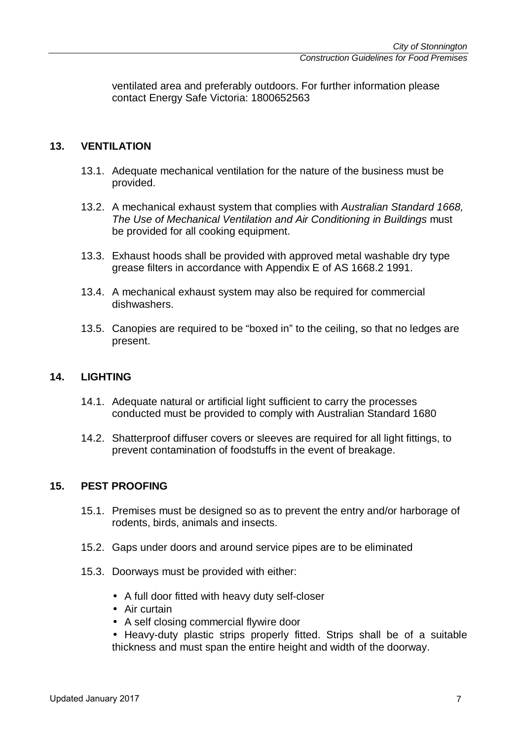ventilated area and preferably outdoors. For further information please contact Energy Safe Victoria: 1800652563

## 13. VENTILATION

13.1. Adequate mechanical ventilation for the nature of the business must be provided.

13.2. A mechanical exhaust system that complies with *Australian Standard 1668, The Use of Mechanical Ventilation and Air Conditioning in Buildings* must be provided for all cooking equipment.

13.3. Exhaust hoods shall be provided with approved metal washable dry type grease filters in accordance with Appendix E of AS 1668.2 1991.

13.4. A mechanical exhaust system may also be required for commercial dishwashers.

13.5. Canopies are required to be "boxed in" to the ceiling, so that no ledges are present.

## 14. LIGHTING

14.1. Adequate natural or artificial light sufficient to carry the processes conducted must be provided to comply with Australian Standard 1680

14.2. Shatterproof diffuser covers or sleeves are required for all light fittings, to prevent contamination of foodstuffs in the event of breakage.

## 15. PEST PROOFING

15.1. Premises must be designed so as to prevent the entry and/or harborage of rodents, birds, animals and insects.

15.2. Gaps under doors and around service pipes are to be eliminated

15.3. Doorways must be provided with either:

- A full door fitted with heavy duty self-closer
- Air curtain
- A self closing commercial flywire door
- Heavy-duty plastic strips properly fitted. Strips shall be of a suitable thickness and must span the entire height and width of the doorway.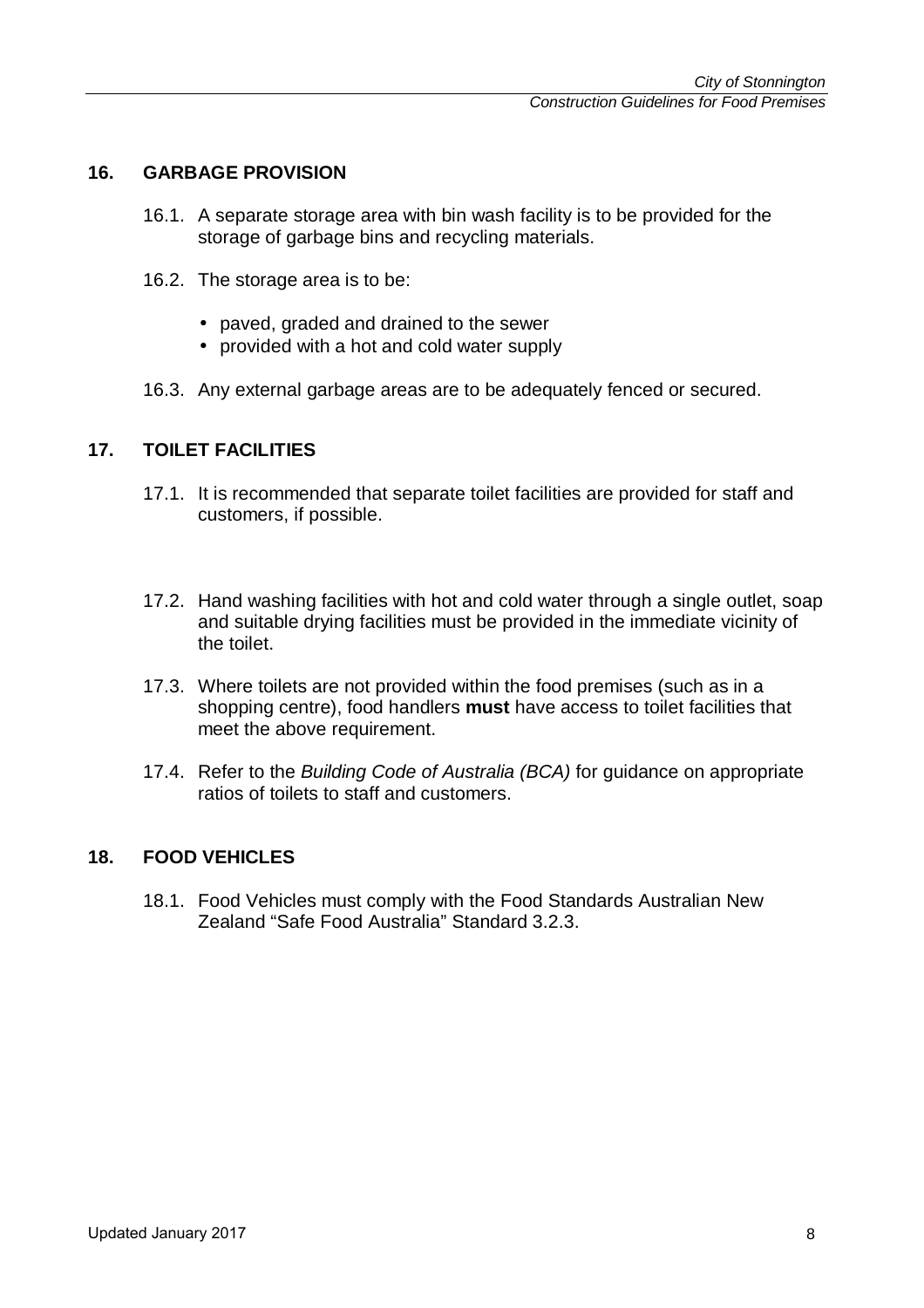## 16. GARBAGE PROVISION

16.1. A separate storage area with bin wash facility is to be provided for the storage of garbage bins and recycling materials.

16.2. The storage area is to be:

- paved, graded and drained to the sewer
- provided with a hot and cold water supply

16.3. Any external garbage areas are to be adequately fenced or secured.

## 17. TOILET FACILITIES

17.1. It is recommended that separate toilet facilities are provided for staff and customers, if possible.

17.2. Hand washing facilities with hot and cold water through a single outlet, soap and suitable drying facilities must be provided in the immediate vicinity of the toilet.

17.3. Where toilets are not provided within the food premises (such as in a shopping centre), food handlers **must** have access to toilet facilities that meet the above requirement.

17.4. Refer to the *Building Code of Australia (BCA)* for guidance on appropriate ratios of toilets to staff and customers.

## 18. FOOD VEHICLES

18.1. Food Vehicles must comply with the Food Standards Australian New Zealand "Safe Food Australia" Standard 3.2.3.